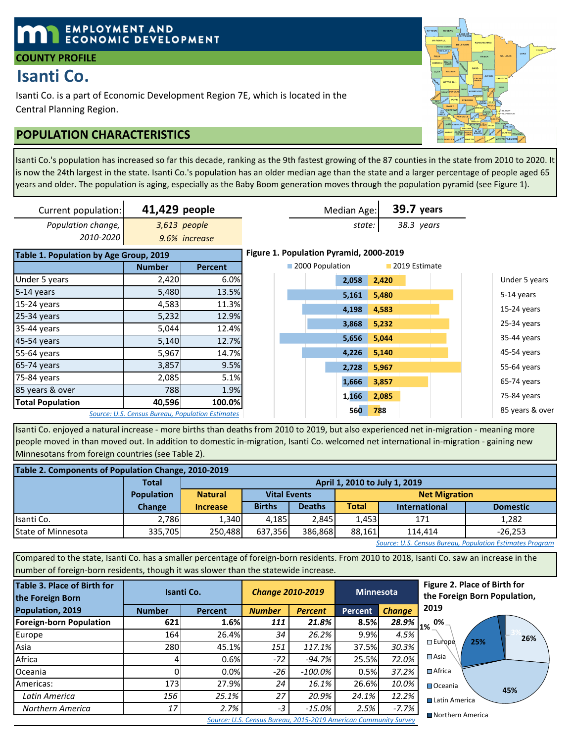EMPLOYMENT AND ECONOMIC DEVELOPMENT

**COUNTY PROFILE**

# Isanti Co.

Isanti Co. is a part of Economic Development Region 7E, which is located in the Central Planning Region.

## POPULATION CHARACTERISTICS

Isanti Co.'s population has increased so far this decade, ranking as the 9th fastest growing of the 87 counties in the state from 2010 to 2020. It is now the 24th largest in the state. Isanti Co.'s population has an older median age than the state and a larger percentage of people aged 65 years and older. The population is aging, especially as the Baby Boom generation moves through the population pyramid (see Figure 1).

| Current population: | **41,429** people |
|---|---|
| *Population change, 2010-2020* | *3,613 people* |
| | *9.6% increase* |

| Median Age: | **39.7** years |
|---|---|
| *state:* | *38.3 years* |

| Table 1. Population by Age Group, 2019 | Number | Percent |
|---|---|---|
| Under 5 years | 2,420 | 6.0% |
| 5-14 years | 5,480 | 13.5% |
| 15-24 years | 4,583 | 11.3% |
| 25-34 years | 5,232 | 12.9% |
| 35-44 years | 5,044 | 12.4% |
| 45-54 years | 5,140 | 12.7% |
| 55-64 years | 5,967 | 14.7% |
| 65-74 years | 3,857 | 9.5% |
| 75-84 years | 2,085 | 5.1% |
| 85 years & over | 788 | 1.9% |
| **Total Population** | **40,596** | **100.0%** |

*Source: U.S. Census Bureau, Population Estimates*

**Figure 1. Population Pyramid, 2000-2019**

| Age Group | 2000 Population | 2019 Estimate |
|---|---|---|
| Under 5 years | 2,058 | 2,420 |
| 5-14 years | 5,161 | 5,480 |
| 15-24 years | 4,198 | 4,583 |
| 25-34 years | 3,868 | 5,232 |
| 35-44 years | 5,656 | 5,044 |
| 45-54 years | 4,226 | 5,140 |
| 55-64 years | 2,728 | 5,967 |
| 65-74 years | 1,666 | 3,857 |
| 75-84 years | 1,166 | 2,085 |
| 85 years & over | 560 | 788 |

Isanti Co. enjoyed a natural increase - more births than deaths from 2010 to 2019, but also experienced net in-migration - meaning more people moved in than moved out. In addition to domestic in-migration, Isanti Co. welcomed net international in-migration - gaining new Minnesotans from foreign countries (see Table 2).

**Table 2. Components of Population Change, 2010-2019**

| | Total Population Change | April 1, 2010 to July 1, 2019 | | | | | |
|---|---|---|---|---|---|---|---|
| | | Natural Increase | Vital Events | | Net Migration | | |
| | | | Births | Deaths | Total | International | Domestic |
| Isanti Co. | 2,786 | 1,340 | 4,185 | 2,845 | 1,453 | 171 | 1,282 |
| State of Minnesota | 335,705 | 250,488 | 637,356 | 386,868 | 88,161 | 114,414 | -26,253 |

*Source: U.S. Census Bureau, Population Estimates Program*

Compared to the state, Isanti Co. has a smaller percentage of foreign-born residents. From 2010 to 2018, Isanti Co. saw an increase in the number of foreign-born residents, though it was slower than the statewide increase.

| Table 3. Place of Birth for the Foreign Born Population, 2019 | Isanti Co. | | *Change 2010-2019* | | Minnesota | |
|---|---|---|---|---|---|---|
| | Number | Percent | *Number* | *Percent* | Percent | *Change* |
| **Foreign-born Population** | **621** | **1.6%** | ***111*** | ***21.8%*** | **8.5%** | ***28.9%*** |
| Europe | 164 | 26.4% | *34* | *26.2%* | 9.9% | *4.5%* |
| Asia | 280 | 45.1% | *151* | *117.1%* | 37.5% | *30.3%* |
| Africa | 4 | 0.6% | *-72* | *-94.7%* | 25.5% | *72.0%* |
| Oceania | 0 | 0.0% | *-26* | *-100.0%* | 0.5% | *37.2%* |
| Americas: | 173 | 27.9% | *24* | *16.1%* | 26.6% | *10.0%* |
| *Latin America* | *156* | *25.1%* | *27* | *20.9%* | *24.1%* | *12.2%* |
| *Northern America* | *17* | *2.7%* | *-3* | *-15.0%* | *2.5%* | *-7.7%* |

*Source: U.S. Census Bureau, 2015-2019 American Community Survey*

**Figure 2. Place of Birth for the Foreign Born Population, 2019**

| Region | Percent |
|---|---|
| Europe | 26% |
| Asia | 45% |
| Africa | 1% |
| Oceania | 0% |
| Latin America | 25% |
| Northern America | 3% |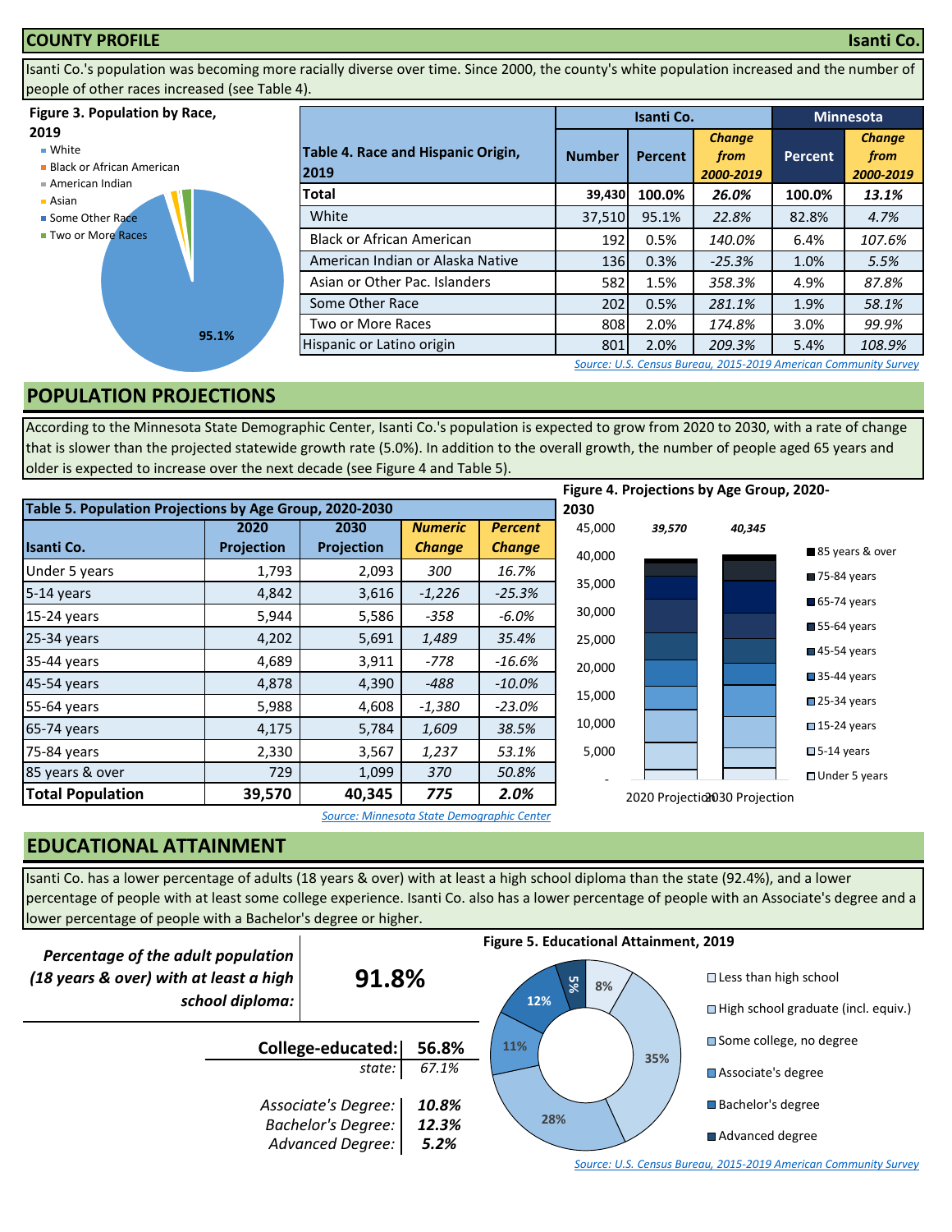## COUNTY PROFILE — Isanti Co.

Isanti Co.'s population was becoming more racially diverse over time. Since 2000, the county's white population increased and the number of people of other races increased (see Table 4).

**Figure 3. Population by Race, 2019**

- White
- Black or African American
- American Indian
- Asian
- Some Other Race
- Two or More Races

95.1%

**Table 4. Race and Hispanic Origin, 2019**

| | Isanti Co. | | | Minnesota | |
|---|---|---|---|---|---|
| | Number | Percent | *Change from 2000-2019* | Percent | *Change from 2000-2019* |
| **Total** | **39,430** | **100.0%** | ***26.0%*** | **100.0%** | ***13.1%*** |
| White | 37,510 | 95.1% | *22.8%* | 82.8% | *4.7%* |
| Black or African American | 192 | 0.5% | *140.0%* | 6.4% | *107.6%* |
| American Indian or Alaska Native | 136 | 0.3% | *-25.3%* | 1.0% | *5.5%* |
| Asian or Other Pac. Islanders | 582 | 1.5% | *358.3%* | 4.9% | *87.8%* |
| Some Other Race | 202 | 0.5% | *281.1%* | 1.9% | *58.1%* |
| Two or More Races | 808 | 2.0% | *174.8%* | 3.0% | *99.9%* |
| Hispanic or Latino origin | 801 | 2.0% | *209.3%* | 5.4% | *108.9%* |

*Source: U.S. Census Bureau, 2015-2019 American Community Survey*

## POPULATION PROJECTIONS

According to the Minnesota State Demographic Center, Isanti Co.'s population is expected to grow from 2020 to 2030, with a rate of change that is slower than the projected statewide growth rate (5.0%). In addition to the overall growth, the number of people aged 65 years and older is expected to increase over the next decade (see Figure 4 and Table 5).

**Table 5. Population Projections by Age Group, 2020-2030**

| Isanti Co. | 2020 Projection | 2030 Projection | *Numeric Change* | *Percent Change* |
|---|---|---|---|---|
| Under 5 years | 1,793 | 2,093 | *300* | *16.7%* |
| 5-14 years | 4,842 | 3,616 | *-1,226* | *-25.3%* |
| 15-24 years | 5,944 | 5,586 | *-358* | *-6.0%* |
| 25-34 years | 4,202 | 5,691 | *1,489* | *35.4%* |
| 35-44 years | 4,689 | 3,911 | *-778* | *-16.6%* |
| 45-54 years | 4,878 | 4,390 | *-488* | *-10.0%* |
| 55-64 years | 5,988 | 4,608 | *-1,380* | *-23.0%* |
| 65-74 years | 4,175 | 5,784 | *1,609* | *38.5%* |
| 75-84 years | 2,330 | 3,567 | *1,237* | *53.1%* |
| 85 years & over | 729 | 1,099 | *370* | *50.8%* |
| **Total Population** | **39,570** | **40,345** | ***775*** | ***2.0%*** |

*Source: Minnesota State Demographic Center*

**Figure 4. Projections by Age Group, 2020-2030**

2020 Projection: *39,570*; 2030 Projection: *40,345*

Legend: 85 years & over; 75-84 years; 65-74 years; 55-64 years; 45-54 years; 35-44 years; 25-34 years; 15-24 years; 5-14 years; Under 5 years

## EDUCATIONAL ATTAINMENT

Isanti Co. has a lower percentage of adults (18 years & over) with at least a high school diploma than the state (92.4%), and a lower percentage of people with at least some college experience. Isanti Co. also has a lower percentage of people with an Associate's degree and a lower percentage of people with a Bachelor's degree or higher.

| *Percentage of the adult population (18 years & over) with at least a high school diploma:* | **91.8%** |
|---|---|
| **College-educated:** | **56.8%** |
| *state:* | *67.1%* |
| *Associate's Degree:* | ***10.8%*** |
| *Bachelor's Degree:* | ***12.3%*** |
| *Advanced Degree:* | ***5.2%*** |

**Figure 5. Educational Attainment, 2019**

- Less than high school: 8%
- High school graduate (incl. equiv.): 35%
- Some college, no degree: 28%
- Associate's degree: 11%
- Bachelor's degree: 12%
- Advanced degree: 5%

*Source: U.S. Census Bureau, 2015-2019 American Community Survey*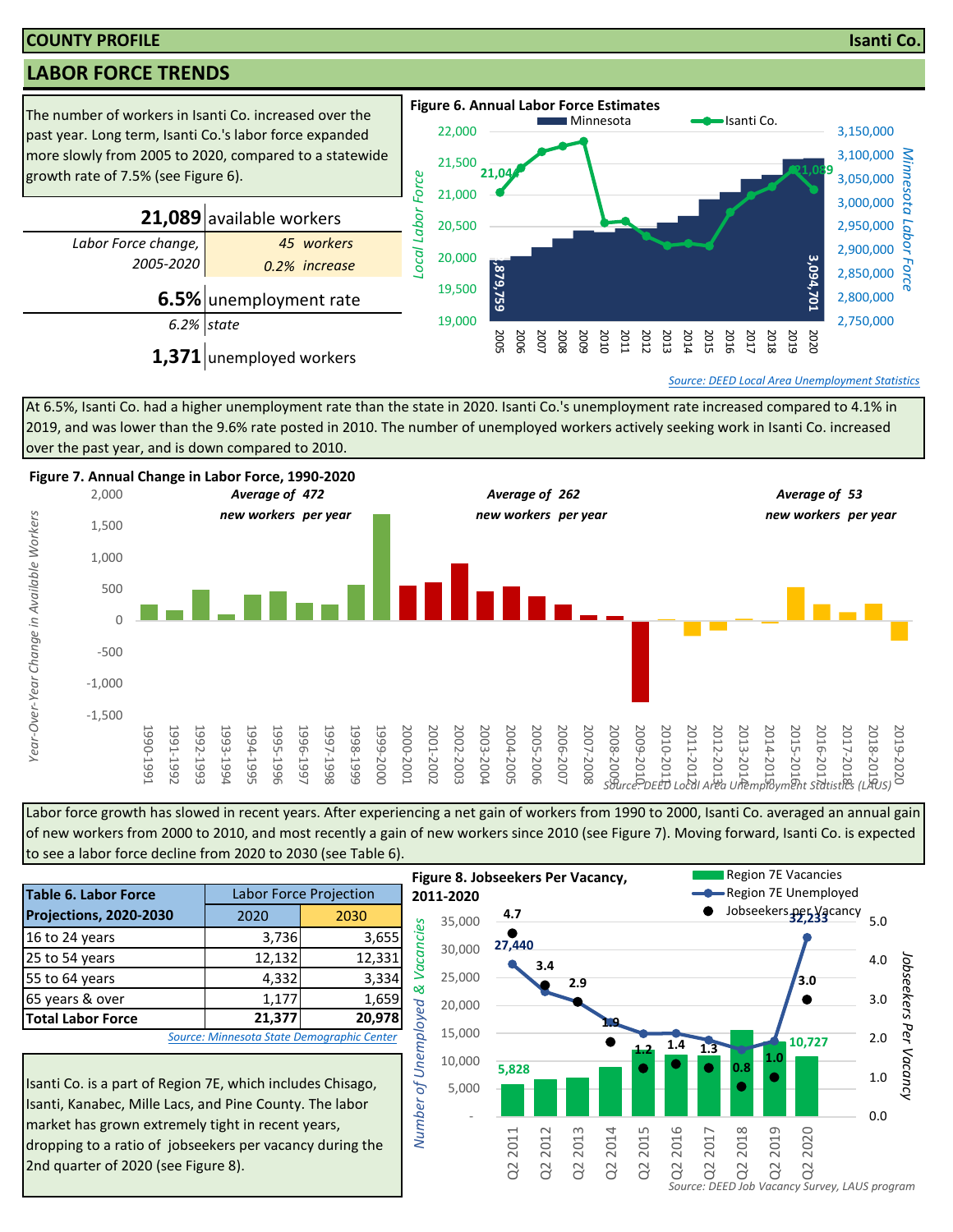**COUNTY PROFILE** **Isanti Co.**

## LABOR FORCE TRENDS

The number of workers in Isanti Co. increased over the past year. Long term, Isanti Co.'s labor force expanded more slowly from 2005 to 2020, compared to a statewide growth rate of 7.5% (see Figure 6).

| | |
|---|---|
| **21,089** | available workers |
| *Labor Force change, 2005-2020* | *45 workers* *0.2% increase* |
| **6.5%** | unemployment rate |
| *6.2%* | *state* |
| **1,371** | unemployed workers |

**Figure 6. Annual Labor Force Estimates**

*Source: DEED Local Area Unemployment Statistics*

At 6.5%, Isanti Co. had a higher unemployment rate than the state in 2020. Isanti Co.'s unemployment rate increased compared to 4.1% in 2019, and was lower than the 9.6% rate posted in 2010. The number of unemployed workers actively seeking work in Isanti Co. increased over the past year, and is down compared to 2010.

**Figure 7. Annual Change in Labor Force, 1990-2020**

*Source: DEED Local Area Unemployment Statistics (LAUS)*

Labor force growth has slowed in recent years. After experiencing a net gain of workers from 1990 to 2000, Isanti Co. averaged an annual gain of new workers from 2000 to 2010, and most recently a gain of new workers since 2010 (see Figure 7). Moving forward, Isanti Co. is expected to see a labor force decline from 2020 to 2030 (see Table 6).

| Table 6. Labor Force Projections, 2020-2030 | Labor Force Projection | |
|---|---|---|
| | 2020 | 2030 |
| 16 to 24 years | 3,736 | 3,655 |
| 25 to 54 years | 12,132 | 12,331 |
| 55 to 64 years | 4,332 | 3,334 |
| 65 years & over | 1,177 | 1,659 |
| **Total Labor Force** | **21,377** | **20,978** |

*Source: Minnesota State Demographic Center*

Isanti Co. is a part of Region 7E, which includes Chisago, Isanti, Kanabec, Mille Lacs, and Pine County. The labor market has grown extremely tight in recent years, dropping to a ratio of jobseekers per vacancy during the 2nd quarter of 2020 (see Figure 8).

**Figure 8. Jobseekers Per Vacancy, 2011-2020**

*Source: DEED Job Vacancy Survey, LAUS program*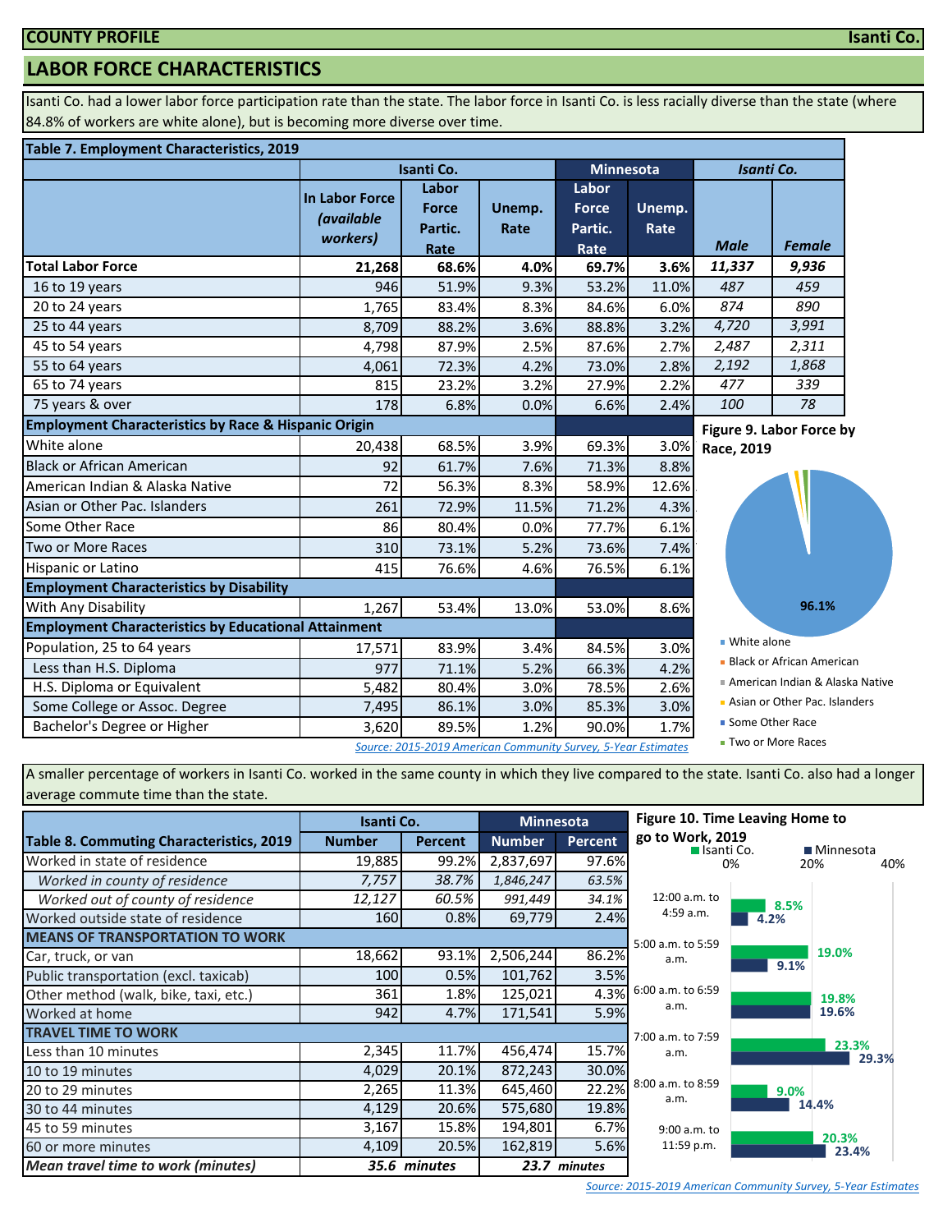**COUNTY PROFILE** **Isanti Co.**

## LABOR FORCE CHARACTERISTICS

Isanti Co. had a lower labor force participation rate than the state. The labor force in Isanti Co. is less racially diverse than the state (where 84.8% of workers are white alone), but is becoming more diverse over time.

**Table 7. Employment Characteristics, 2019**

| | Isanti Co. | | | Minnesota | | Isanti Co. | |
|---|---|---|---|---|---|---|---|
| | In Labor Force *(available workers)* | Labor Force Partic. Rate | Unemp. Rate | Labor Force Partic. Rate | Unemp. Rate | *Male* | *Female* |
| **Total Labor Force** | **21,268** | **68.6%** | **4.0%** | **69.7%** | **3.6%** | ***11,337*** | ***9,936*** |
| 16 to 19 years | 946 | 51.9% | 9.3% | 53.2% | 11.0% | *487* | *459* |
| 20 to 24 years | 1,765 | 83.4% | 8.3% | 84.6% | 6.0% | *874* | *890* |
| 25 to 44 years | 8,709 | 88.2% | 3.6% | 88.8% | 3.2% | *4,720* | *3,991* |
| 45 to 54 years | 4,798 | 87.9% | 2.5% | 87.6% | 2.7% | *2,487* | *2,311* |
| 55 to 64 years | 4,061 | 72.3% | 4.2% | 73.0% | 2.8% | *2,192* | *1,868* |
| 65 to 74 years | 815 | 23.2% | 3.2% | 27.9% | 2.2% | *477* | *339* |
| 75 years & over | 178 | 6.8% | 0.0% | 6.6% | 2.4% | *100* | *78* |
| **Employment Characteristics by Race & Hispanic Origin** | | | | | | | |
| White alone | 20,438 | 68.5% | 3.9% | 69.3% | 3.0% | | |
| Black or African American | 92 | 61.7% | 7.6% | 71.3% | 8.8% | | |
| American Indian & Alaska Native | 72 | 56.3% | 8.3% | 58.9% | 12.6% | | |
| Asian or Other Pac. Islanders | 261 | 72.9% | 11.5% | 71.2% | 4.3% | | |
| Some Other Race | 86 | 80.4% | 0.0% | 77.7% | 6.1% | | |
| Two or More Races | 310 | 73.1% | 5.2% | 73.6% | 7.4% | | |
| Hispanic or Latino | 415 | 76.6% | 4.6% | 76.5% | 6.1% | | |
| **Employment Characteristics by Disability** | | | | | | | |
| With Any Disability | 1,267 | 53.4% | 13.0% | 53.0% | 8.6% | | |
| **Employment Characteristics by Educational Attainment** | | | | | | | |
| Population, 25 to 64 years | 17,571 | 83.9% | 3.4% | 84.5% | 3.0% | | |
| Less than H.S. Diploma | 977 | 71.1% | 5.2% | 66.3% | 4.2% | | |
| H.S. Diploma or Equivalent | 5,482 | 80.4% | 3.0% | 78.5% | 2.6% | | |
| Some College or Assoc. Degree | 7,495 | 86.1% | 3.0% | 85.3% | 3.0% | | |
| Bachelor's Degree or Higher | 3,620 | 89.5% | 1.2% | 90.0% | 1.7% | | |

*Source: 2015-2019 American Community Survey, 5-Year Estimates*

**Figure 9. Labor Force by Race, 2019**

- White alone: 96.1%
- Black or African American
- American Indian & Alaska Native
- Asian or Other Pac. Islanders
- Some Other Race
- Two or More Races

A smaller percentage of workers in Isanti Co. worked in the same county in which they live compared to the state. Isanti Co. also had a longer average commute time than the state.

| Table 8. Commuting Characteristics, 2019 | Isanti Co. Number | Isanti Co. Percent | Minnesota Number | Minnesota Percent |
|---|---|---|---|---|
| Worked in state of residence | 19,885 | 99.2% | 2,837,697 | 97.6% |
| *Worked in county of residence* | *7,757* | *38.7%* | *1,846,247* | *63.5%* |
| *Worked out of county of residence* | *12,127* | *60.5%* | *991,449* | *34.1%* |
| Worked outside state of residence | 160 | 0.8% | 69,779 | 2.4% |
| **MEANS OF TRANSPORTATION TO WORK** | | | | |
| Car, truck, or van | 18,662 | 93.1% | 2,506,244 | 86.2% |
| Public transportation (excl. taxicab) | 100 | 0.5% | 101,762 | 3.5% |
| Other method (walk, bike, taxi, etc.) | 361 | 1.8% | 125,021 | 4.3% |
| Worked at home | 942 | 4.7% | 171,541 | 5.9% |
| **TRAVEL TIME TO WORK** | | | | |
| Less than 10 minutes | 2,345 | 11.7% | 456,474 | 15.7% |
| 10 to 19 minutes | 4,029 | 20.1% | 872,243 | 30.0% |
| 20 to 29 minutes | 2,265 | 11.3% | 645,460 | 22.2% |
| 30 to 44 minutes | 4,129 | 20.6% | 575,680 | 19.8% |
| 45 to 59 minutes | 3,167 | 15.8% | 194,801 | 6.7% |
| 60 or more minutes | 4,109 | 20.5% | 162,819 | 5.6% |
| ***Mean travel time to work (minutes)*** | ***35.6 minutes*** | | ***23.7 minutes*** | |

**Figure 10. Time Leaving Home to go to Work, 2019**

| Time | Isanti Co. | Minnesota |
|---|---|---|
| 12:00 a.m. to 4:59 a.m. | 8.5% | 4.2% |
| 5:00 a.m. to 5:59 a.m. | 19.0% | 9.1% |
| 6:00 a.m. to 6:59 a.m. | 19.8% | 19.6% |
| 7:00 a.m. to 7:59 a.m. | 23.3% | 29.3% |
| 8:00 a.m. to 8:59 a.m. | 9.0% | 14.4% |
| 9:00 a.m. to 11:59 p.m. | 20.3% | 23.4% |

*Source: 2015-2019 American Community Survey, 5-Year Estimates*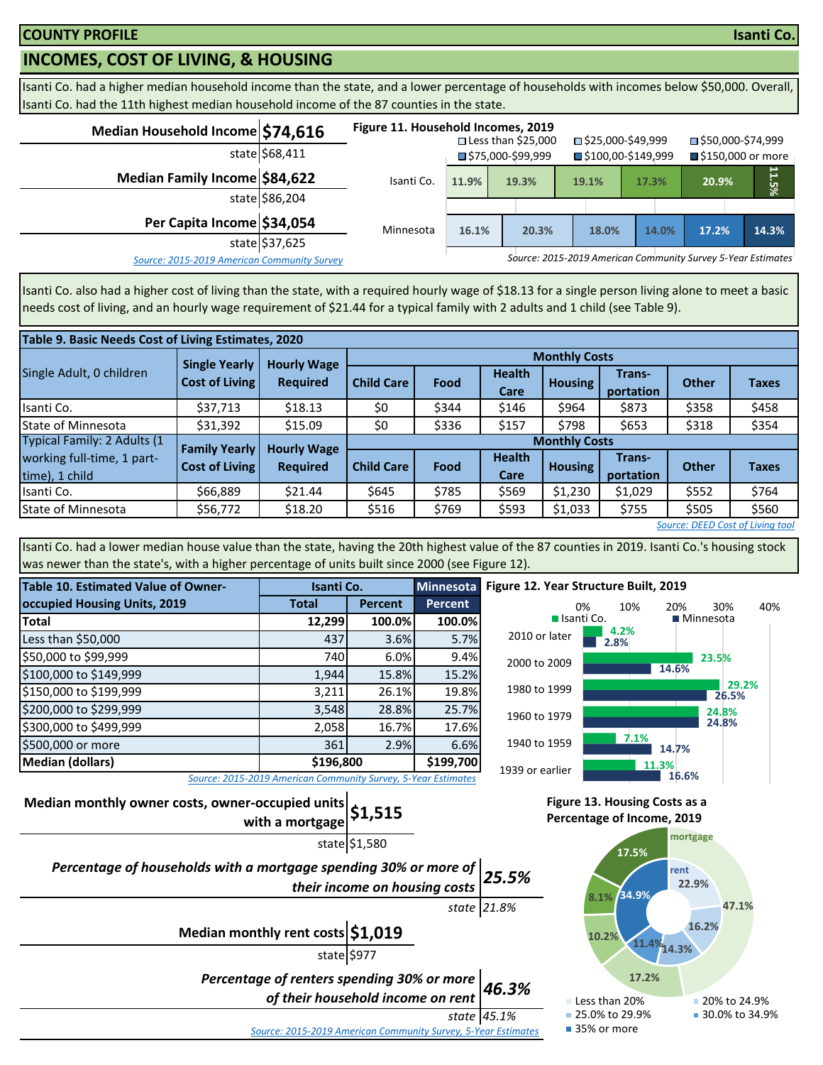**COUNTY PROFILE** **Isanti Co.**

## INCOMES, COST OF LIVING, & HOUSING

Isanti Co. had a higher median household income than the state, and a lower percentage of households with incomes below $50,000. Overall, Isanti Co. had the 11th highest median household income of the 87 counties in the state.

| | |
|---|---|
| **Median Household Income** | **$74,616** |
| state | $68,411 |
| **Median Family Income** | **$84,622** |
| state | $86,204 |
| **Per Capita Income** | **$34,054** |
| state | $37,625 |

*Source: 2015-2019 American Community Survey*

**Figure 11. Household Incomes, 2019**

| | Less than $25,000 | $25,000-$49,999 | $50,000-$74,999 | $75,000-$99,999 | $100,00-$149,999 | $150,000 or more |
|---|---|---|---|---|---|---|
| Isanti Co. | 11.9% | 19.3% | 19.1% | 17.3% | 20.9% | 11.5% |
| Minnesota | 16.1% | 20.3% | 18.0% | 14.0% | 17.2% | 14.3% |

*Source: 2015-2019 American Community Survey 5-Year Estimates*

Isanti Co. also had a higher cost of living than the state, with a required hourly wage of $18.13 for a single person living alone to meet a basic needs cost of living, and an hourly wage requirement of $21.44 for a typical family with 2 adults and 1 child (see Table 9).

**Table 9. Basic Needs Cost of Living Estimates, 2020**

| Single Adult, 0 children | Single Yearly Cost of Living | Hourly Wage Required | Monthly Costs: Child Care | Food | Health Care | Housing | Trans-portation | Other | Taxes |
|---|---|---|---|---|---|---|---|---|---|
| Isanti Co. | $37,713 | $18.13 | $0 | $344 | $146 | $964 | $873 | $358 | $458 |
| State of Minnesota | $31,392 | $15.09 | $0 | $336 | $157 | $798 | $653 | $318 | $354 |
| **Typical Family: 2 Adults (1 working full-time, 1 part-time), 1 child** | **Family Yearly Cost of Living** | **Hourly Wage Required** | **Child Care** | **Food** | **Health Care** | **Housing** | **Trans-portation** | **Other** | **Taxes** |
| Isanti Co. | $66,889 | $21.44 | $645 | $785 | $569 | $1,230 | $1,029 | $552 | $764 |
| State of Minnesota | $56,772 | $18.20 | $516 | $769 | $593 | $1,033 | $755 | $505 | $560 |

*Source: DEED Cost of Living tool*

Isanti Co. had a lower median house value than the state, having the 20th highest value of the 87 counties in 2019. Isanti Co.'s housing stock was newer than the state's, with a higher percentage of units built since 2000 (see Figure 12).

**Table 10. Estimated Value of Owner-occupied Housing Units, 2019**

| | Isanti Co. Total | Isanti Co. Percent | Minnesota Percent |
|---|---|---|---|
| **Total** | **12,299** | **100.0%** | **100.0%** |
| Less than $50,000 | 437 | 3.6% | 5.7% |
| $50,000 to $99,999 | 740 | 6.0% | 9.4% |
| $100,000 to $149,999 | 1,944 | 15.8% | 15.2% |
| $150,000 to $199,999 | 3,211 | 26.1% | 19.8% |
| $200,000 to $299,999 | 3,548 | 28.8% | 25.7% |
| $300,000 to $499,999 | 2,058 | 16.7% | 17.6% |
| $500,000 or more | 361 | 2.9% | 6.6% |
| **Median (dollars)** | **$196,800** | | **$199,700** |

*Source: 2015-2019 American Community Survey, 5-Year Estimates*

**Figure 12. Year Structure Built, 2019**

| | Isanti Co. | Minnesota |
|---|---|---|
| 2010 or later | 4.2% | 2.8% |
| 2000 to 2009 | 23.5% | 14.6% |
| 1980 to 1999 | 29.2% | 26.5% |
| 1960 to 1979 | 24.8% | 24.8% |
| 1940 to 1959 | 7.1% | 14.7% |
| 1939 or earlier | 11.3% | 16.6% |

| | |
|---|---|
| **Median monthly owner costs, owner-occupied units with a mortgage** | **$1,515** |
| state | $1,580 |
| ***Percentage of households with a mortgage spending 30% or more of their income on housing costs*** | ***25.5%*** |
| *state* | *21.8%* |
| **Median monthly rent costs** | **$1,019** |
| state | $977 |
| ***Percentage of renters spending 30% or more of their household income on rent*** | ***46.3%*** |
| *state* | *45.1%* |

*Source: 2015-2019 American Community Survey, 5-Year Estimates*

**Figure 13. Housing Costs as a Percentage of Income, 2019**

| | Less than 20% | 20% to 24.9% | 25.0% to 29.9% | 30.0% to 34.9% | 35% or more |
|---|---|---|---|---|---|
| mortgage | 47.1% | 17.2% | 10.2% | 8.1% | 17.5% |
| rent | 22.9% | 16.2% | 14.3% | 11.4% | 34.9% |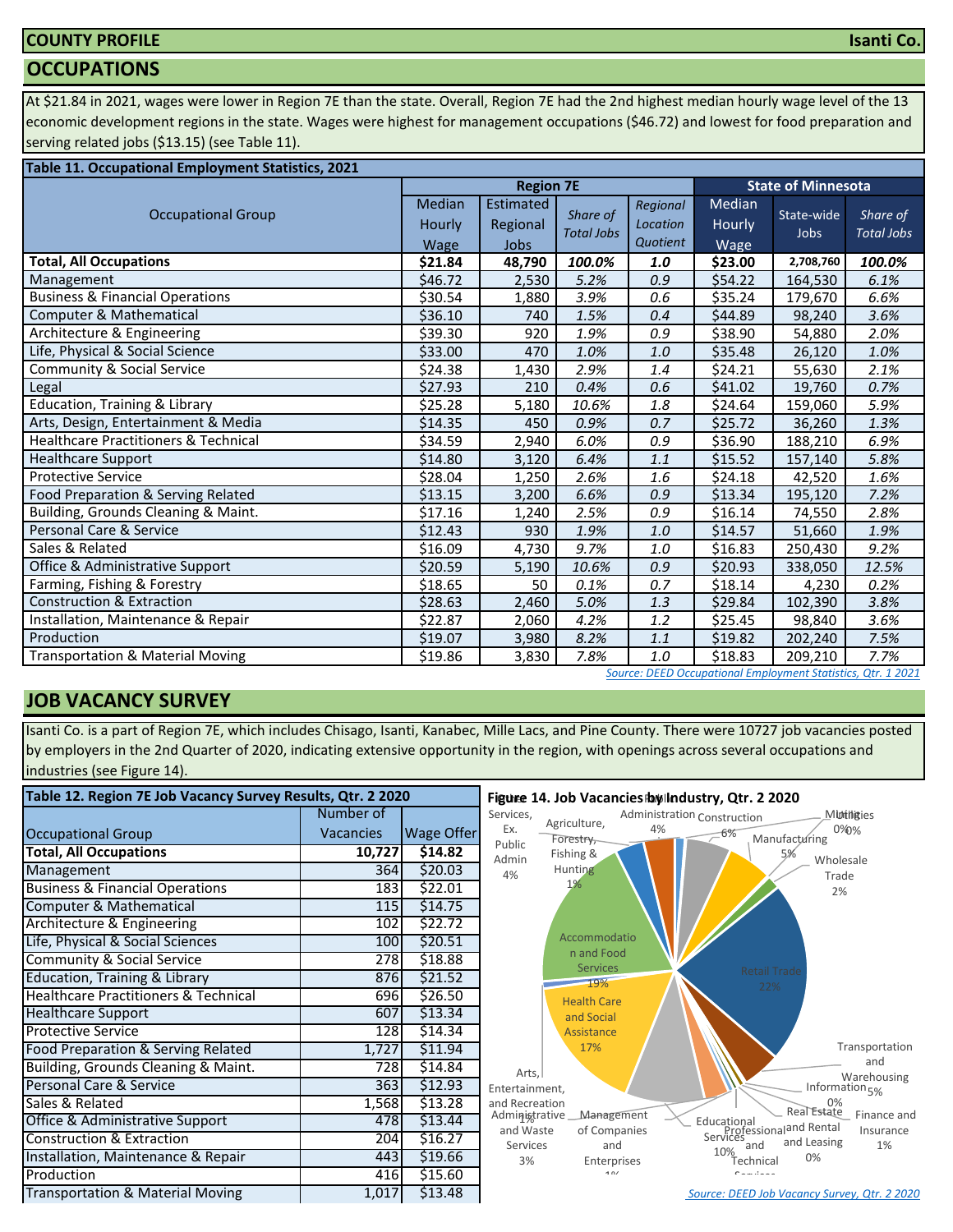COUNTY PROFILE — Isanti Co.

## OCCUPATIONS

At $21.84 in 2021, wages were lower in Region 7E than the state. Overall, Region 7E had the 2nd highest median hourly wage level of the 13 economic development regions in the state. Wages were highest for management occupations ($46.72) and lowest for food preparation and serving related jobs ($13.15) (see Table 11).

**Table 11. Occupational Employment Statistics, 2021**

| Occupational Group | Region 7E | | | | State of Minnesota | | |
|---|---|---|---|---|---|---|---|
| | Median Hourly Wage | Estimated Regional Jobs | *Share of Total Jobs* | *Regional Location Quotient* | Median Hourly Wage | State-wide Jobs | *Share of Total Jobs* |
| **Total, All Occupations** | **$21.84** | **48,790** | ***100.0%*** | ***1.0*** | **$23.00** | **2,708,760** | ***100.0%*** |
| Management | $46.72 | 2,530 | *5.2%* | *0.9* | $54.22 | 164,530 | *6.1%* |
| Business & Financial Operations | $30.54 | 1,880 | *3.9%* | *0.6* | $35.24 | 179,670 | *6.6%* |
| Computer & Mathematical | $36.10 | 740 | *1.5%* | *0.4* | $44.89 | 98,240 | *3.6%* |
| Architecture & Engineering | $39.30 | 920 | *1.9%* | *0.9* | $38.90 | 54,880 | *2.0%* |
| Life, Physical & Social Science | $33.00 | 470 | *1.0%* | *1.0* | $35.48 | 26,120 | *1.0%* |
| Community & Social Service | $24.38 | 1,430 | *2.9%* | *1.4* | $24.21 | 55,630 | *2.1%* |
| Legal | $27.93 | 210 | *0.4%* | *0.6* | $41.02 | 19,760 | *0.7%* |
| Education, Training & Library | $25.28 | 5,180 | *10.6%* | *1.8* | $24.64 | 159,060 | *5.9%* |
| Arts, Design, Entertainment & Media | $14.35 | 450 | *0.9%* | *0.7* | $25.72 | 36,260 | *1.3%* |
| Healthcare Practitioners & Technical | $34.59 | 2,940 | *6.0%* | *0.9* | $36.90 | 188,210 | *6.9%* |
| Healthcare Support | $14.80 | 3,120 | *6.4%* | *1.1* | $15.52 | 157,140 | *5.8%* |
| Protective Service | $28.04 | 1,250 | *2.6%* | *1.6* | $24.18 | 42,520 | *1.6%* |
| Food Preparation & Serving Related | $13.15 | 3,200 | *6.6%* | *0.9* | $13.34 | 195,120 | *7.2%* |
| Building, Grounds Cleaning & Maint. | $17.16 | 1,240 | *2.5%* | *0.9* | $16.14 | 74,550 | *2.8%* |
| Personal Care & Service | $12.43 | 930 | *1.9%* | *1.0* | $14.57 | 51,660 | *1.9%* |
| Sales & Related | $16.09 | 4,730 | *9.7%* | *1.0* | $16.83 | 250,430 | *9.2%* |
| Office & Administrative Support | $20.59 | 5,190 | *10.6%* | *0.9* | $20.93 | 338,050 | *12.5%* |
| Farming, Fishing & Forestry | $18.65 | 50 | *0.1%* | *0.7* | $18.14 | 4,230 | *0.2%* |
| Construction & Extraction | $28.63 | 2,460 | *5.0%* | *1.3* | $29.84 | 102,390 | *3.8%* |
| Installation, Maintenance & Repair | $22.87 | 2,060 | *4.2%* | *1.2* | $25.45 | 98,840 | *3.6%* |
| Production | $19.07 | 3,980 | *8.2%* | *1.1* | $19.82 | 202,240 | *7.5%* |
| Transportation & Material Moving | $19.86 | 3,830 | *7.8%* | *1.0* | $18.83 | 209,210 | *7.7%* |

*Source: DEED Occupational Employment Statistics, Qtr. 1 2021*

## JOB VACANCY SURVEY

Isanti Co. is a part of Region 7E, which includes Chisago, Isanti, Kanabec, Mille Lacs, and Pine County. There were 10727 job vacancies posted by employers in the 2nd Quarter of 2020, indicating extensive opportunity in the region, with openings across several occupations and industries (see Figure 14).

**Table 12. Region 7E Job Vacancy Survey Results, Qtr. 2 2020**

| Occupational Group | Number of Vacancies | Wage Offer |
|---|---|---|
| **Total, All Occupations** | **10,727** | **$14.82** |
| Management | 364 | $20.03 |
| Business & Financial Operations | 183 | $22.01 |
| Computer & Mathematical | 115 | $14.75 |
| Architecture & Engineering | 102 | $22.72 |
| Life, Physical & Social Sciences | 100 | $20.51 |
| Community & Social Service | 278 | $18.88 |
| Education, Training & Library | 876 | $21.52 |
| Healthcare Practitioners & Technical | 696 | $26.50 |
| Healthcare Support | 607 | $13.34 |
| Protective Service | 128 | $14.34 |
| Food Preparation & Serving Related | 1,727 | $11.94 |
| Building, Grounds Cleaning & Maint. | 728 | $14.84 |
| Personal Care & Service | 363 | $12.93 |
| Sales & Related | 1,568 | $13.28 |
| Office & Administrative Support | 478 | $13.44 |
| Construction & Extraction | 204 | $16.27 |
| Installation, Maintenance & Repair | 443 | $19.66 |
| Production | 416 | $15.60 |
| Transportation & Material Moving | 1,017 | $13.48 |

**Figure 14. Job Vacancies by Industry, Qtr. 2 2020**

Other Services, Ex. Public Admin 4%; Public Administration 4%; Agriculture, Forestry, Fishing & Hunting 1%; Construction 6%; Manufacturing 5%; Mining 0%; Utilities 0%; Wholesale Trade 2%; Retail Trade 22%; Transportation and Warehousing 5%; Information 0%; Finance and Insurance 1%; Real Estate and Rental and Leasing 0%; Professional and Technical Services; Educational Services 10%; Management of Companies and Enterprises 1%; Administrative and Waste Services 3%; Arts, Entertainment, and Recreation 1%; Health Care and Social Assistance 17%; Accommodation and Food Services 19%

*Source: DEED Job Vacancy Survey, Qtr. 2 2020*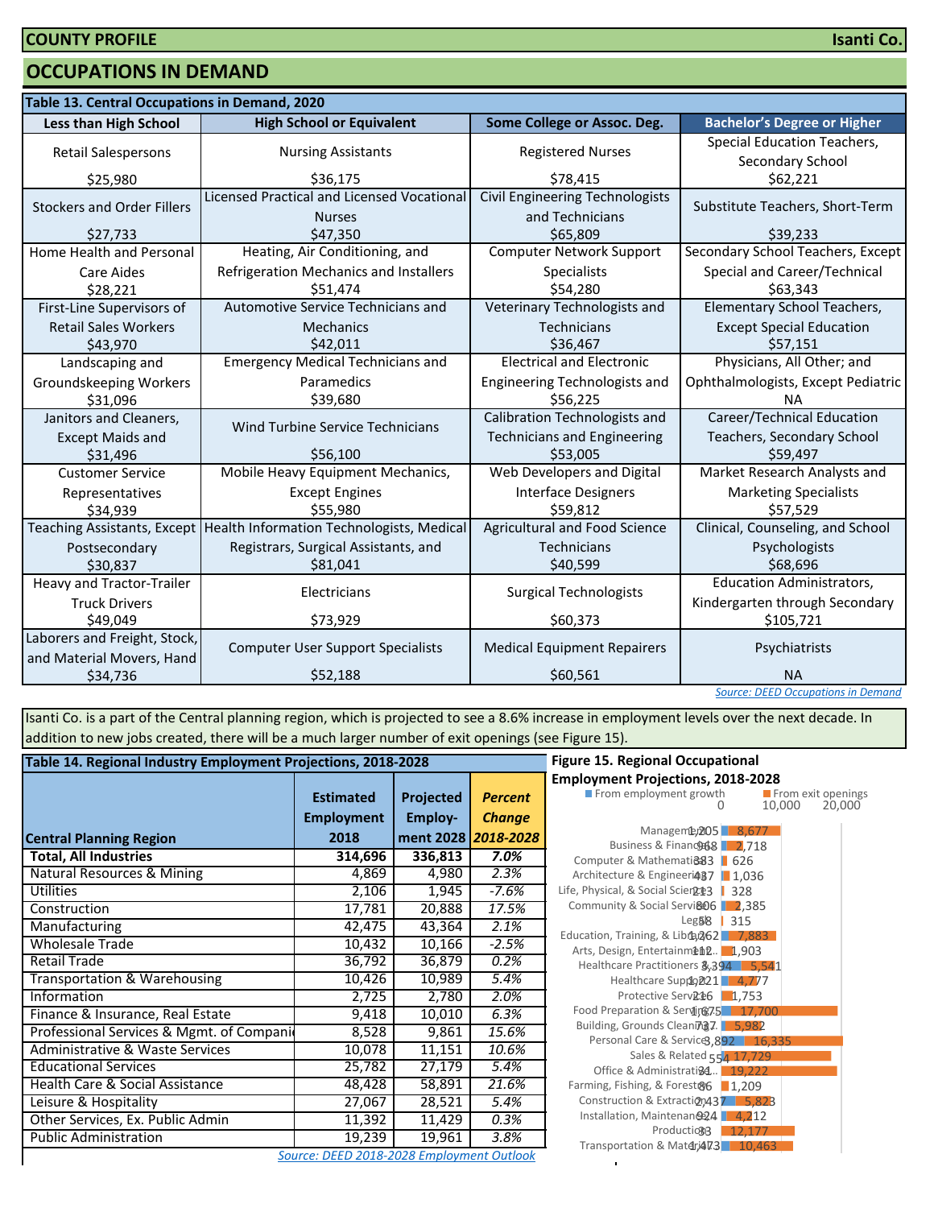**COUNTY PROFILE** **Isanti Co.**

# OCCUPATIONS IN DEMAND

**Table 13. Central Occupations in Demand, 2020**

| Less than High School | High School or Equivalent | Some College or Assoc. Deg. | Bachelor's Degree or Higher |
|---|---|---|---|
| Retail Salespersons $25,980 | Nursing Assistants $36,175 | Registered Nurses $78,415 | Special Education Teachers, Secondary School $62,221 |
| Stockers and Order Fillers $27,733 | Licensed Practical and Licensed Vocational Nurses $47,350 | Civil Engineering Technologists and Technicians $65,809 | Substitute Teachers, Short-Term $39,233 |
| Home Health and Personal Care Aides $28,221 | Heating, Air Conditioning, and Refrigeration Mechanics and Installers $51,474 | Computer Network Support Specialists $54,280 | Secondary School Teachers, Except Special and Career/Technical $63,343 |
| First-Line Supervisors of Retail Sales Workers $43,970 | Automotive Service Technicians and Mechanics $42,011 | Veterinary Technologists and Technicians $36,467 | Elementary School Teachers, Except Special Education $57,151 |
| Landscaping and Groundskeeping Workers $31,096 | Emergency Medical Technicians and Paramedics $39,680 | Electrical and Electronic Engineering Technologists and $56,225 | Physicians, All Other; and Ophthalmologists, Except Pediatric NA |
| Janitors and Cleaners, Except Maids and $31,496 | Wind Turbine Service Technicians $56,100 | Calibration Technologists and Technicians and Engineering $53,005 | Career/Technical Education Teachers, Secondary School $59,497 |
| Customer Service Representatives $34,939 | Mobile Heavy Equipment Mechanics, Except Engines $55,980 | Web Developers and Digital Interface Designers $59,812 | Market Research Analysts and Marketing Specialists $57,529 |
| Teaching Assistants, Except Postsecondary $30,837 | Health Information Technologists, Medical Registrars, Surgical Assistants, and $81,041 | Agricultural and Food Science Technicians $40,599 | Clinical, Counseling, and School Psychologists $68,696 |
| Heavy and Tractor-Trailer Truck Drivers $49,049 | Electricians $73,929 | Surgical Technologists $60,373 | Education Administrators, Kindergarten through Secondary $105,721 |
| Laborers and Freight, Stock, and Material Movers, Hand $34,736 | Computer User Support Specialists $52,188 | Medical Equipment Repairers $60,561 | Psychiatrists NA |

Source: DEED Occupations in Demand

Isanti Co. is a part of the Central planning region, which is projected to see a 8.6% increase in employment levels over the next decade. In addition to new jobs created, there will be a much larger number of exit openings (see Figure 15).

**Table 14. Regional Industry Employment Projections, 2018-2028**

| Central Planning Region | Estimated Employment 2018 | Projected Employment 2028 | *Percent Change 2018-2028* |
|---|---|---|---|
| **Total, All Industries** | **314,696** | **336,813** | ***7.0%*** |
| Natural Resources & Mining | 4,869 | 4,980 | *2.3%* |
| Utilities | 2,106 | 1,945 | *-7.6%* |
| Construction | 17,781 | 20,888 | *17.5%* |
| Manufacturing | 42,475 | 43,364 | *2.1%* |
| Wholesale Trade | 10,432 | 10,166 | *-2.5%* |
| Retail Trade | 36,792 | 36,879 | *0.2%* |
| Transportation & Warehousing | 10,426 | 10,989 | *5.4%* |
| Information | 2,725 | 2,780 | *2.0%* |
| Finance & Insurance, Real Estate | 9,418 | 10,010 | *6.3%* |
| Professional Services & Mgmt. of Compani | 8,528 | 9,861 | *15.6%* |
| Administrative & Waste Services | 10,078 | 11,151 | *10.6%* |
| Educational Services | 25,782 | 27,179 | *5.4%* |
| Health Care & Social Assistance | 48,428 | 58,891 | *21.6%* |
| Leisure & Hospitality | 27,067 | 28,521 | *5.4%* |
| Other Services, Ex. Public Admin | 11,392 | 11,429 | *0.3%* |
| Public Administration | 19,239 | 19,961 | *3.8%* |

Source: DEED 2018-2028 Employment Outlook

**Figure 15. Regional Occupational Employment Projections, 2018-2028**

| Occupation | From employment growth | From exit openings |
|---|---|---|
| Management | 1,205 | 8,677 |
| Business & Financial | 968 | 2,718 |
| Computer & Mathematical | 383 | 626 |
| Architecture & Engineering | 487 | 1,036 |
| Life, Physical, & Social Science | 213 | 328 |
| Community & Social Service | 806 | 2,385 |
| Legal | 58 | 315 |
| Education, Training, & Library | 1,262 | 7,883 |
| Arts, Design, Entertainment... | 112 | 1,903 |
| Healthcare Practitioners & ... | 3,394 | 5,541 |
| Healthcare Support | 1,221 | 4,777 |
| Protective Service | 216 | 1,753 |
| Food Preparation & Serving | 1,675 | 17,700 |
| Building, Grounds Cleaning... | 737 | 5,982 |
| Personal Care & Service | 3,892 | 16,335 |
| Sales & Related | 554 | 17,729 |
| Office & Administrative... | 31 | 19,222 |
| Farming, Fishing, & Forestry | 86 | 1,209 |
| Construction & Extraction | 2,437 | 5,823 |
| Installation, Maintenance... | 924 | 4,212 |
| Production | 33 | 12,177 |
| Transportation & Material... | 1,473 | 10,463 |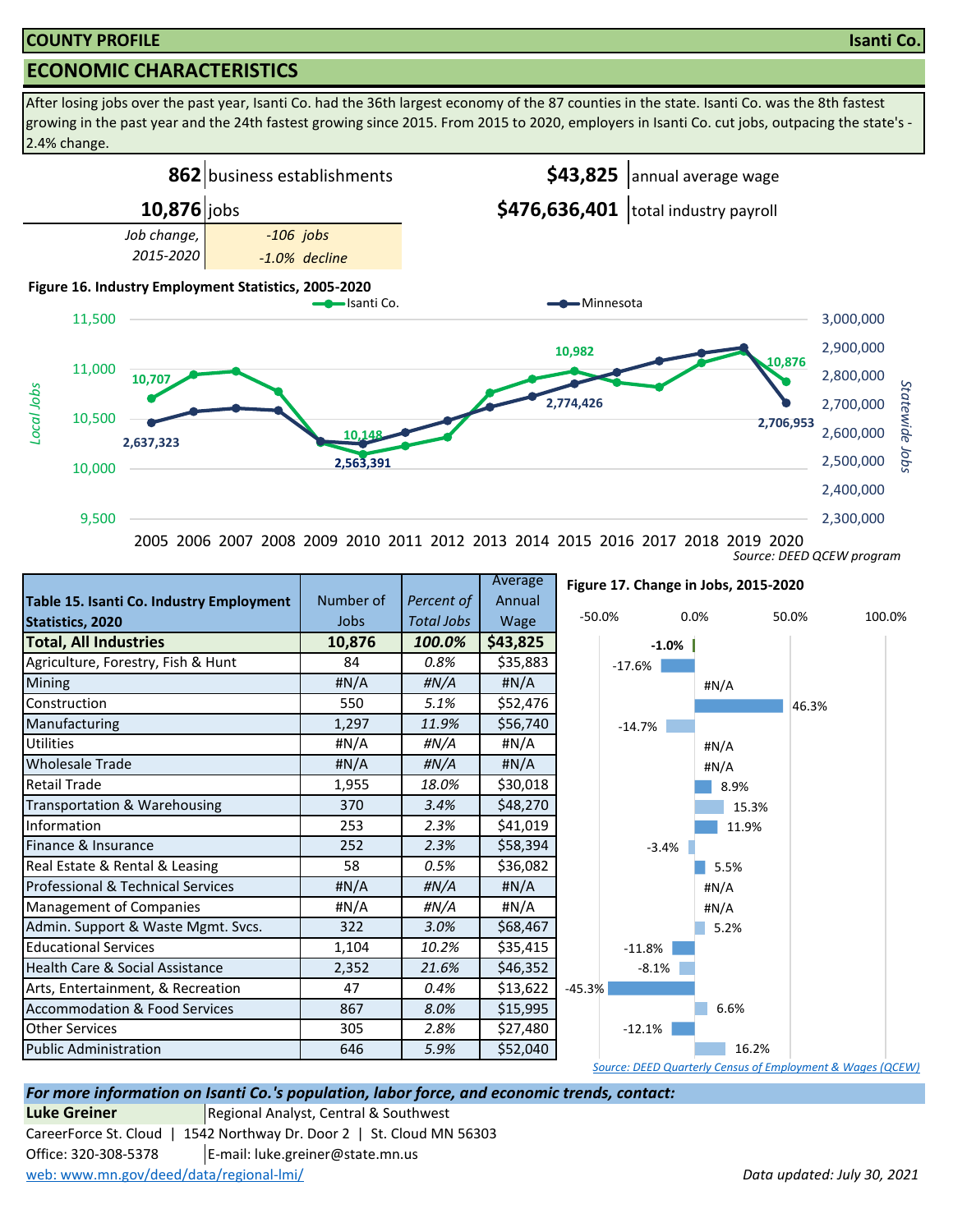**COUNTY PROFILE** **Isanti Co.**

## ECONOMIC CHARACTERISTICS

After losing jobs over the past year, Isanti Co. had the 36th largest economy of the 87 counties in the state. Isanti Co. was the 8th fastest growing in the past year and the 24th fastest growing since 2015. From 2015 to 2020, employers in Isanti Co. cut jobs, outpacing the state's -2.4% change.

**862** business establishments

**10,876** jobs

*Job change, 2015-2020*: *-106 jobs*, *-1.0% decline*

**$43,825** annual average wage

**$476,636,401** total industry payroll

**Figure 16. Industry Employment Statistics, 2005-2020**

Isanti Co.
Minnesota

Local Jobs
11,500
11,000
10,500
10,000
9,500

Statewide Jobs
3,000,000
2,900,000
2,800,000
2,700,000
2,600,000
2,500,000
2,400,000
2,300,000

2005 2006 2007 2008 2009 2010 2011 2012 2013 2014 2015 2016 2017 2018 2019 2020

10,707
2,637,323
10,148
2,563,391
10,982
2,774,426
10,876
2,706,953

*Source: DEED QCEW program*

| Table 15. Isanti Co. Industry Employment Statistics, 2020 | Number of Jobs | *Percent of Total Jobs* | Average Annual Wage |
|---|---|---|---|
| **Total, All Industries** | **10,876** | ***100.0%*** | **$43,825** |
| Agriculture, Forestry, Fish & Hunt | 84 | *0.8%* | $35,883 |
| Mining | #N/A | *#N/A* | #N/A |
| Construction | 550 | *5.1%* | $52,476 |
| Manufacturing | 1,297 | *11.9%* | $56,740 |
| Utilities | #N/A | *#N/A* | #N/A |
| Wholesale Trade | #N/A | *#N/A* | #N/A |
| Retail Trade | 1,955 | *18.0%* | $30,018 |
| Transportation & Warehousing | 370 | *3.4%* | $48,270 |
| Information | 253 | *2.3%* | $41,019 |
| Finance & Insurance | 252 | *2.3%* | $58,394 |
| Real Estate & Rental & Leasing | 58 | *0.5%* | $36,082 |
| Professional & Technical Services | #N/A | *#N/A* | #N/A |
| Management of Companies | #N/A | *#N/A* | #N/A |
| Admin. Support & Waste Mgmt. Svcs. | 322 | *3.0%* | $68,467 |
| Educational Services | 1,104 | *10.2%* | $35,415 |
| Health Care & Social Assistance | 2,352 | *21.6%* | $46,352 |
| Arts, Entertainment, & Recreation | 47 | *0.4%* | $13,622 |
| Accommodation & Food Services | 867 | *8.0%* | $15,995 |
| Other Services | 305 | *2.8%* | $27,480 |
| Public Administration | 646 | *5.9%* | $52,040 |

**Figure 17. Change in Jobs, 2015-2020**

-50.0% 0.0% 50.0% 100.0%

-1.0%
-17.6%
#N/A
46.3%
-14.7%
#N/A
#N/A
8.9%
15.3%
11.9%
-3.4%
5.5%
#N/A
#N/A
5.2%
-11.8%
-8.1%
-45.3%
6.6%
-12.1%
16.2%

*Source: DEED Quarterly Census of Employment & Wages (QCEW)*

***For more information on Isanti Co.'s population, labor force, and economic trends, contact:***

**Luke Greiner** | Regional Analyst, Central & Southwest

CareerForce St. Cloud | 1542 Northway Dr. Door 2 | St. Cloud MN 56303

Office: 320-308-5378 | E-mail: luke.greiner@state.mn.us

web: www.mn.gov/deed/data/regional-lmi/

*Data updated: July 30, 2021*